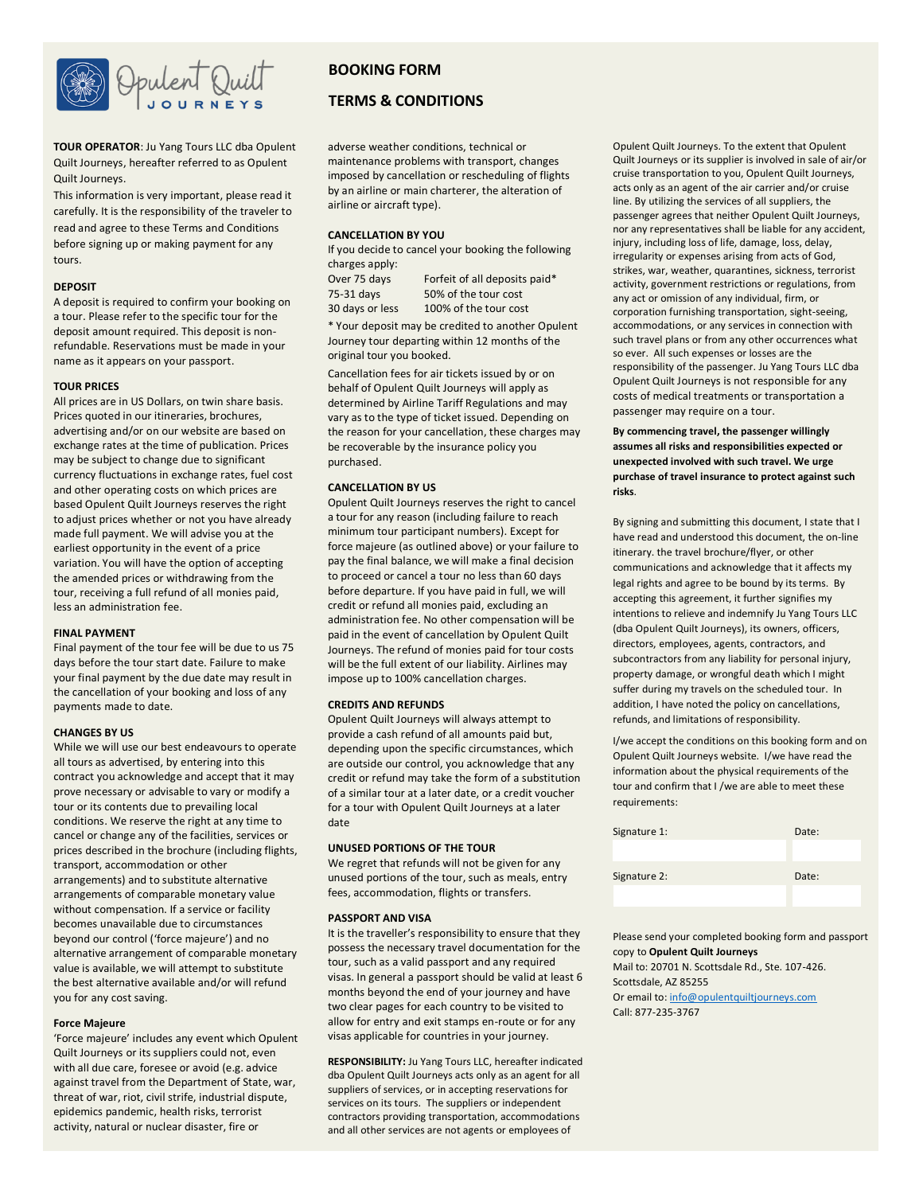Opulent Quilt JOURNEYS

# BOOKING FORM

# TERMS & CONDITIONS

**TOUR OPERATOR**: Ju Yang Tours LLC dba Opulent Quilt Journeys, hereafter referred to as Opulent Quilt Journeys.

This information is very important, please read it carefully. It is the responsibility of the traveler to read and agree to these Terms and Conditions before signing up or making payment for any tours.

**DEPOSIT**

A deposit is required to confirm your booking on a tour. Please refer to the specific tour for the deposit amount required. This deposit is non-refundable. Reservations must be made in your name as it appears on your passport.

**TOUR PRICES**

All prices are in US Dollars, on twin share basis. Prices quoted in our itineraries, brochures, advertising and/or on our website are based on exchange rates at the time of publication. Prices may be subject to change due to significant currency fluctuations in exchange rates, fuel cost and other operating costs on which prices are based Opulent Quilt Journeys reserves the right to adjust prices whether or not you have already made full payment. We will advise you at the earliest opportunity in the event of a price variation. You will have the option of accepting the amended prices or withdrawing from the tour, receiving a full refund of all monies paid, less an administration fee.

**FINAL PAYMENT**

Final payment of the tour fee will be due to us 75 days before the tour start date. Failure to make your final payment by the due date may result in the cancellation of your booking and loss of any payments made to date.

**CHANGES BY US**

While we will use our best endeavours to operate all tours as advertised, by entering into this contract you acknowledge and accept that it may prove necessary or advisable to vary or modify a tour or its contents due to prevailing local conditions. We reserve the right at any time to cancel or change any of the facilities, services or prices described in the brochure (including flights, transport, accommodation or other arrangements) and to substitute alternative arrangements of comparable monetary value without compensation. If a service or facility becomes unavailable due to circumstances beyond our control ('force majeure') and no alternative arrangement of comparable monetary value is available, we will attempt to substitute the best alternative available and/or will refund you for any cost saving.

**Force Majeure**

'Force majeure' includes any event which Opulent Quilt Journeys or its suppliers could not, even with all due care, foresee or avoid (e.g. advice against travel from the Department of State, war, threat of war, riot, civil strife, industrial dispute, epidemics pandemic, health risks, terrorist activity, natural or nuclear disaster, fire or adverse weather conditions, technical or maintenance problems with transport, changes imposed by cancellation or rescheduling of flights by an airline or main charterer, the alteration of airline or aircraft type).

**CANCELLATION BY YOU**

If you decide to cancel your booking the following charges apply:

| | |
|---|---|
| Over 75 days | Forfeit of all deposits paid* |
| 75-31 days | 50% of the tour cost |
| 30 days or less | 100% of the tour cost |

* Your deposit may be credited to another Opulent Journey tour departing within 12 months of the original tour you booked.

Cancellation fees for air tickets issued by or on behalf of Opulent Quilt Journeys will apply as determined by Airline Tariff Regulations and may vary as to the type of ticket issued. Depending on the reason for your cancellation, these charges may be recoverable by the insurance policy you purchased.

**CANCELLATION BY US**

Opulent Quilt Journeys reserves the right to cancel a tour for any reason (including failure to reach minimum tour participant numbers). Except for force majeure (as outlined above) or your failure to pay the final balance, we will make a final decision to proceed or cancel a tour no less than 60 days before departure. If you have paid in full, we will credit or refund all monies paid, excluding an administration fee. No other compensation will be paid in the event of cancellation by Opulent Quilt Journeys. The refund of monies paid for tour costs will be the full extent of our liability. Airlines may impose up to 100% cancellation charges.

**CREDITS AND REFUNDS**

Opulent Quilt Journeys will always attempt to provide a cash refund of all amounts paid but, depending upon the specific circumstances, which are outside our control, you acknowledge that any credit or refund may take the form of a substitution of a similar tour at a later date, or a credit voucher for a tour with Opulent Quilt Journeys at a later date

**UNUSED PORTIONS OF THE TOUR**

We regret that refunds will not be given for any unused portions of the tour, such as meals, entry fees, accommodation, flights or transfers.

**PASSPORT AND VISA**

It is the traveller's responsibility to ensure that they possess the necessary travel documentation for the tour, such as a valid passport and any required visas. In general a passport should be valid at least 6 months beyond the end of your journey and have two clear pages for each country to be visited to allow for entry and exit stamps en-route or for any visas applicable for countries in your journey.

**RESPONSIBILITY:** Ju Yang Tours LLC, hereafter indicated dba Opulent Quilt Journeys acts only as an agent for all suppliers of services, or in accepting reservations for services on its tours. The suppliers or independent contractors providing transportation, accommodations and all other services are not agents or employees of Opulent Quilt Journeys. To the extent that Opulent Quilt Journeys or its supplier is involved in sale of air/or cruise transportation to you, Opulent Quilt Journeys, acts only as an agent of the air carrier and/or cruise line. By utilizing the services of all suppliers, the passenger agrees that neither Opulent Quilt Journeys, nor any representatives shall be liable for any accident, injury, including loss of life, damage, loss, delay, irregularity or expenses arising from acts of God, strikes, war, weather, quarantines, sickness, terrorist activity, government restrictions or regulations, from any act or omission of any individual, firm, or corporation furnishing transportation, sight-seeing, accommodations, or any services in connection with such travel plans or from any other occurrences what so ever. All such expenses or losses are the responsibility of the passenger. Ju Yang Tours LLC dba Opulent Quilt Journeys is not responsible for any costs of medical treatments or transportation a passenger may require on a tour.

**By commencing travel, the passenger willingly assumes all risks and responsibilities expected or unexpected involved with such travel. We urge purchase of travel insurance to protect against such risks.**

By signing and submitting this document, I state that I have read and understood this document, the on-line itinerary. the travel brochure/flyer, or other communications and acknowledge that it affects my legal rights and agree to be bound by its terms. By accepting this agreement, it further signifies my intentions to relieve and indemnify Ju Yang Tours LLC (dba Opulent Quilt Journeys), its owners, officers, directors, employees, agents, contractors, and subcontractors from any liability for personal injury, property damage, or wrongful death which I might suffer during my travels on the scheduled tour. In addition, I have noted the policy on cancellations, refunds, and limitations of responsibility.

I/we accept the conditions on this booking form and on Opulent Quilt Journeys website. I/we have read the information about the physical requirements of the tour and confirm that I /we are able to meet these requirements:

| Signature 1: | Date: |
|---|---|
| | |
| **Signature 2:** | **Date:** |
| | |

Please send your completed booking form and passport copy to **Opulent Quilt Journeys**
Mail to: 20701 N. Scottsdale Rd., Ste. 107-426.
Scottsdale, AZ 85255
Or email to: info@opulentquiltjourneys.com
Call: 877-235-3767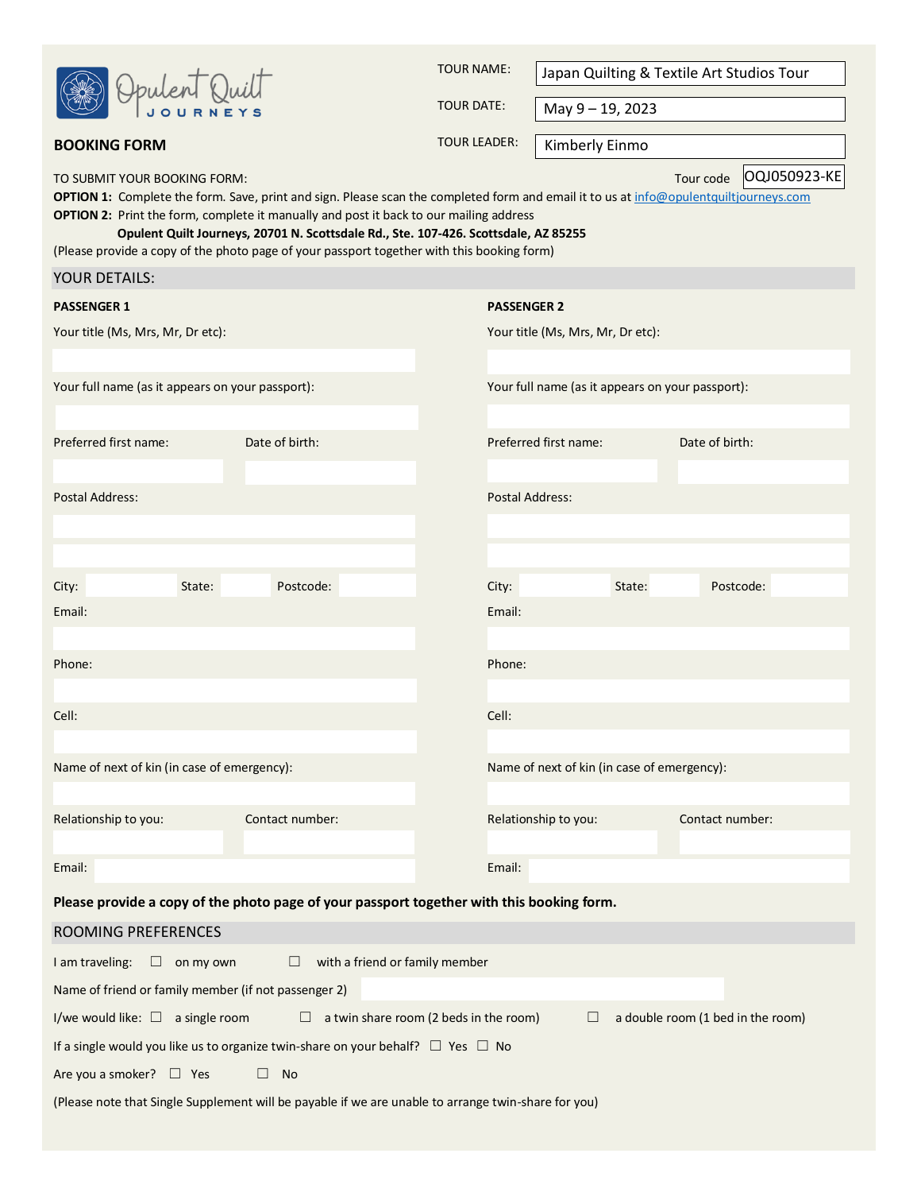Opulent Quilt JOURNEYS

## BOOKING FORM

| | |
|---|---|
| TOUR NAME: | Japan Quilting & Textile Art Studios Tour |
| TOUR DATE: | May 9 – 19, 2023 |
| TOUR LEADER: | Kimberly Einmo |

TO SUBMIT YOUR BOOKING FORM: Tour code OQJ050923-KE

**OPTION 1:** Complete the form. Save, print and sign. Please scan the completed form and email it to us at info@opulentquiltjourneys.com

**OPTION 2:** Print the form, complete it manually and post it back to our mailing address

**Opulent Quilt Journeys, 20701 N. Scottsdale Rd., Ste. 107-426. Scottsdale, AZ 85255**

(Please provide a copy of the photo page of your passport together with this booking form)

## YOUR DETAILS:

**PASSENGER 1**

Your title (Ms, Mrs, Mr, Dr etc):

Your full name (as it appears on your passport):

Preferred first name: Date of birth:

Postal Address:

City: State: Postcode:

Email:

Phone:

Cell:

Name of next of kin (in case of emergency):

Relationship to you: Contact number:

Email:

**PASSENGER 2**

Your title (Ms, Mrs, Mr, Dr etc):

Your full name (as it appears on your passport):

Preferred first name: Date of birth:

Postal Address:

City: State: Postcode:

Email:

Phone:

Cell:

Name of next of kin (in case of emergency):

Relationship to you: Contact number:

Email:

**Please provide a copy of the photo page of your passport together with this booking form.**

## ROOMING PREFERENCES

I am traveling: ☐ on my own ☐ with a friend or family member

Name of friend or family member (if not passenger 2)

I/we would like: ☐ a single room ☐ a twin share room (2 beds in the room) ☐ a double room (1 bed in the room)

If a single would you like us to organize twin-share on your behalf? ☐ Yes ☐ No

Are you a smoker? ☐ Yes ☐ No

(Please note that Single Supplement will be payable if we are unable to arrange twin-share for you)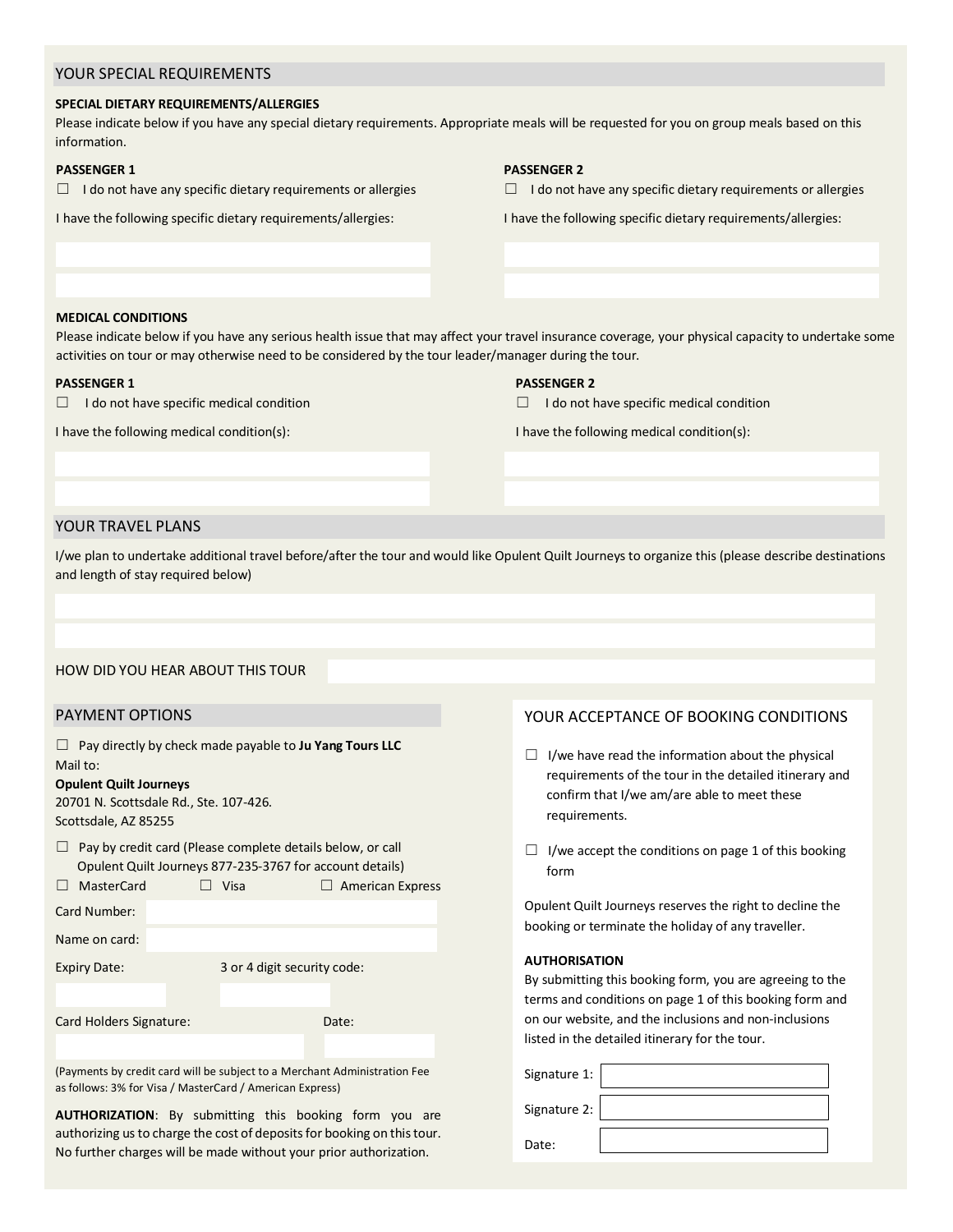## YOUR SPECIAL REQUIREMENTS

**SPECIAL DIETARY REQUIREMENTS/ALLERGIES**

Please indicate below if you have any special dietary requirements. Appropriate meals will be requested for you on group meals based on this information.

**PASSENGER 1**

☐ I do not have any specific dietary requirements or allergies

I have the following specific dietary requirements/allergies:

**PASSENGER 2**

☐ I do not have any specific dietary requirements or allergies

I have the following specific dietary requirements/allergies:

**MEDICAL CONDITIONS**

Please indicate below if you have any serious health issue that may affect your travel insurance coverage, your physical capacity to undertake some activities on tour or may otherwise need to be considered by the tour leader/manager during the tour.

**PASSENGER 1**

☐ I do not have specific medical condition

I have the following medical condition(s):

**PASSENGER 2**

☐ I do not have specific medical condition

I have the following medical condition(s):

## YOUR TRAVEL PLANS

I/we plan to undertake additional travel before/after the tour and would like Opulent Quilt Journeys to organize this (please describe destinations and length of stay required below)

HOW DID YOU HEAR ABOUT THIS TOUR

## PAYMENT OPTIONS

☐ Pay directly by check made payable to **Ju Yang Tours LLC**

Mail to:

**Opulent Quilt Journeys**
20701 N. Scottsdale Rd., Ste. 107-426.
Scottsdale, AZ 85255

☐ Pay by credit card (Please complete details below, or call Opulent Quilt Journeys 877-235-3767 for account details)

☐ MasterCard ☐ Visa ☐ American Express

Card Number:

Name on card:

Expiry Date: 3 or 4 digit security code:

Card Holders Signature: Date:

(Payments by credit card will be subject to a Merchant Administration Fee as follows: 3% for Visa / MasterCard / American Express)

**AUTHORIZATION**: By submitting this booking form you are authorizing us to charge the cost of deposits for booking on this tour. No further charges will be made without your prior authorization.

## YOUR ACCEPTANCE OF BOOKING CONDITIONS

☐ I/we have read the information about the physical requirements of the tour in the detailed itinerary and confirm that I/we am/are able to meet these requirements.

☐ I/we accept the conditions on page 1 of this booking form

Opulent Quilt Journeys reserves the right to decline the booking or terminate the holiday of any traveller.

**AUTHORISATION**

By submitting this booking form, you are agreeing to the terms and conditions on page 1 of this booking form and on our website, and the inclusions and non-inclusions listed in the detailed itinerary for the tour.

Signature 1:

Signature 2:

Date: